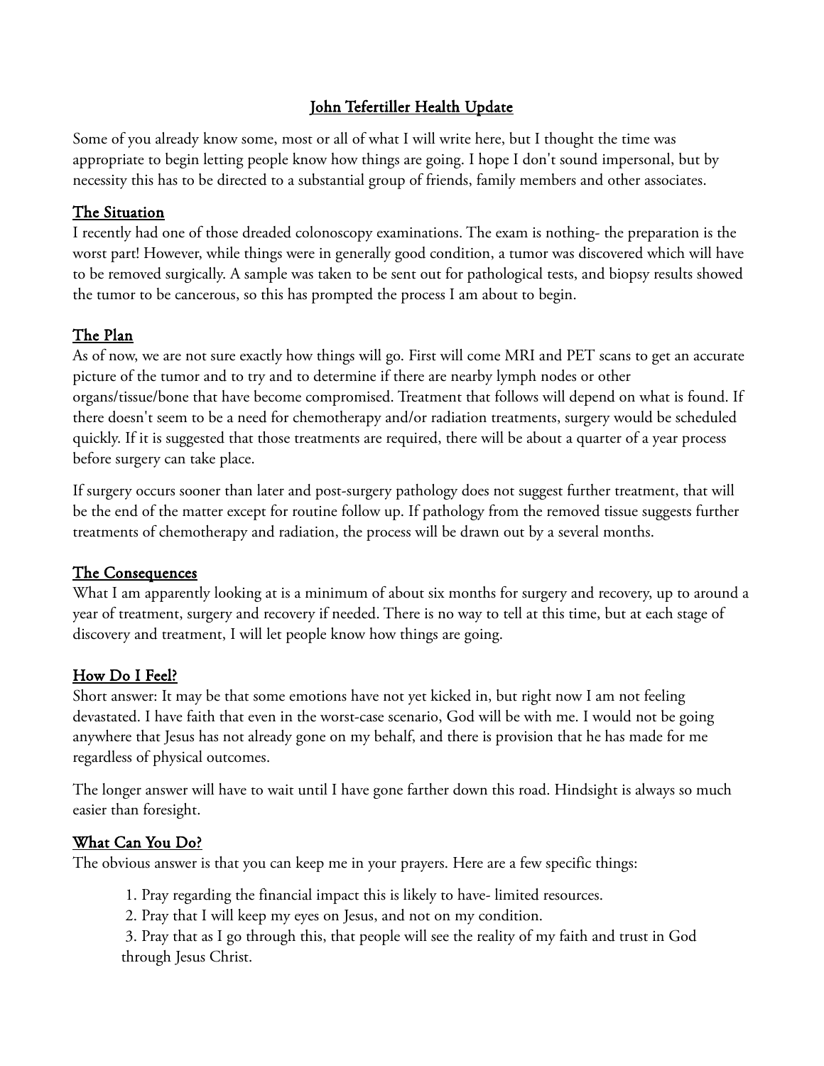# John Tefertiller Health Update

Some of you already know some, most or all of what I will write here, but I thought the time was appropriate to begin letting people know how things are going. I hope I don't sound impersonal, but by necessity this has to be directed to a substantial group of friends, family members and other associates.

## The Situation

I recently had one of those dreaded colonoscopy examinations. The exam is nothing- the preparation is the worst part! However, while things were in generally good condition, a tumor was discovered which will have to be removed surgically. A sample was taken to be sent out for pathological tests, and biopsy results showed the tumor to be cancerous, so this has prompted the process I am about to begin.

## The Plan

As of now, we are not sure exactly how things will go. First will come MRI and PET scans to get an accurate picture of the tumor and to try and to determine if there are nearby lymph nodes or other organs/tissue/bone that have become compromised. Treatment that follows will depend on what is found. If there doesn't seem to be a need for chemotherapy and/or radiation treatments, surgery would be scheduled quickly. If it is suggested that those treatments are required, there will be about a quarter of a year process before surgery can take place.

If surgery occurs sooner than later and post-surgery pathology does not suggest further treatment, that will be the end of the matter except for routine follow up. If pathology from the removed tissue suggests further treatments of chemotherapy and radiation, the process will be drawn out by a several months.

## The Consequences

What I am apparently looking at is a minimum of about six months for surgery and recovery, up to around a year of treatment, surgery and recovery if needed. There is no way to tell at this time, but at each stage of discovery and treatment, I will let people know how things are going.

## How Do I Feel?

Short answer: It may be that some emotions have not yet kicked in, but right now I am not feeling devastated. I have faith that even in the worst-case scenario, God will be with me. I would not be going anywhere that Jesus has not already gone on my behalf, and there is provision that he has made for me regardless of physical outcomes.

The longer answer will have to wait until I have gone farther down this road. Hindsight is always so much easier than foresight.

## What Can You Do?

The obvious answer is that you can keep me in your prayers. Here are a few specific things:

1. Pray regarding the financial impact this is likely to have- limited resources.
2. Pray that I will keep my eyes on Jesus, and not on my condition.
3. Pray that as I go through this, that people will see the reality of my faith and trust in God through Jesus Christ.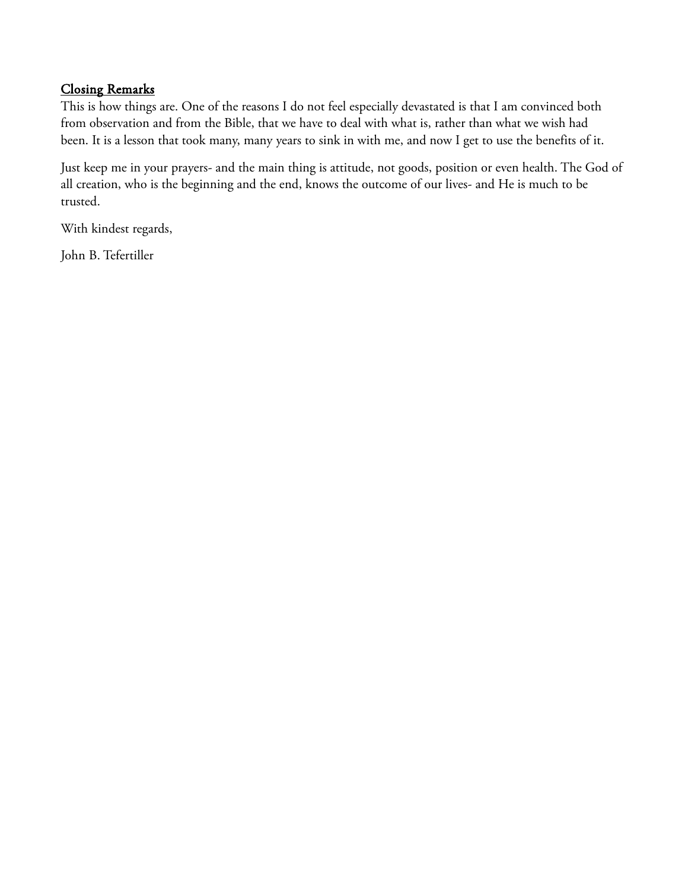## Closing Remarks

This is how things are. One of the reasons I do not feel especially devastated is that I am convinced both from observation and from the Bible, that we have to deal with what is, rather than what we wish had been. It is a lesson that took many, many years to sink in with me, and now I get to use the benefits of it.

Just keep me in your prayers- and the main thing is attitude, not goods, position or even health. The God of all creation, who is the beginning and the end, knows the outcome of our lives- and He is much to be trusted.

With kindest regards,

John B. Tefertiller